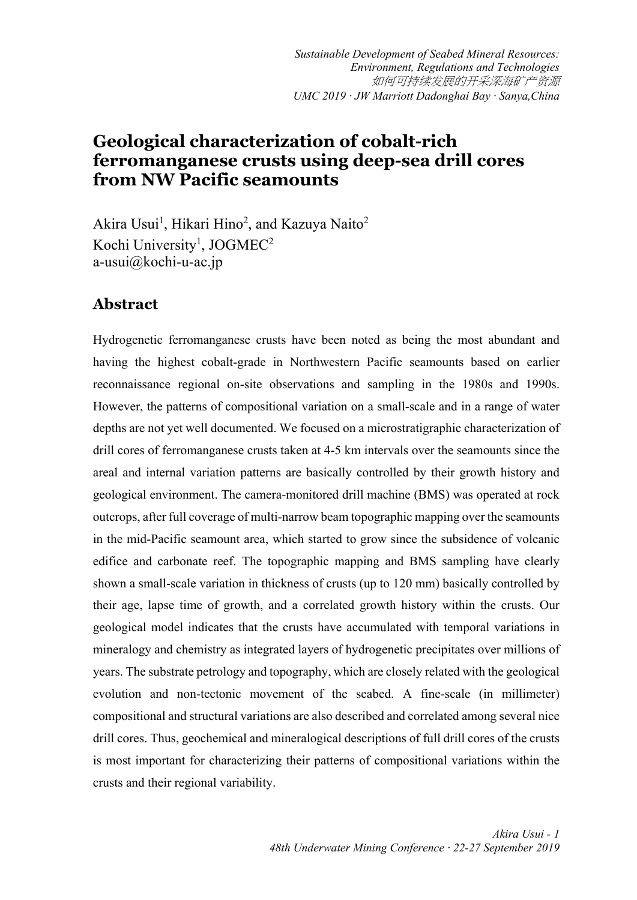# Geological characterization of cobalt-rich ferromanganese crusts using deep-sea drill cores from NW Pacific seamounts

Akira Usui[1], Hikari Hino[2], and Kazuya Naito[2]
Kochi University[1], JOGMEC[2]
a-usui@kochi-u-ac.jp

## Abstract

Hydrogenetic ferromanganese crusts have been noted as being the most abundant and having the highest cobalt-grade in Northwestern Pacific seamounts based on earlier reconnaissance regional on-site observations and sampling in the 1980s and 1990s. However, the patterns of compositional variation on a small-scale and in a range of water depths are not yet well documented. We focused on a microstratigraphic characterization of drill cores of ferromanganese crusts taken at 4-5 km intervals over the seamounts since the areal and internal variation patterns are basically controlled by their growth history and geological environment. The camera-monitored drill machine (BMS) was operated at rock outcrops, after full coverage of multi-narrow beam topographic mapping over the seamounts in the mid-Pacific seamount area, which started to grow since the subsidence of volcanic edifice and carbonate reef. The topographic mapping and BMS sampling have clearly shown a small-scale variation in thickness of crusts (up to 120 mm) basically controlled by their age, lapse time of growth, and a correlated growth history within the crusts. Our geological model indicates that the crusts have accumulated with temporal variations in mineralogy and chemistry as integrated layers of hydrogenetic precipitates over millions of years. The substrate petrology and topography, which are closely related with the geological evolution and non-tectonic movement of the seabed. A fine-scale (in millimeter) compositional and structural variations are also described and correlated among several nice drill cores. Thus, geochemical and mineralogical descriptions of full drill cores of the crusts is most important for characterizing their patterns of compositional variations within the crusts and their regional variability.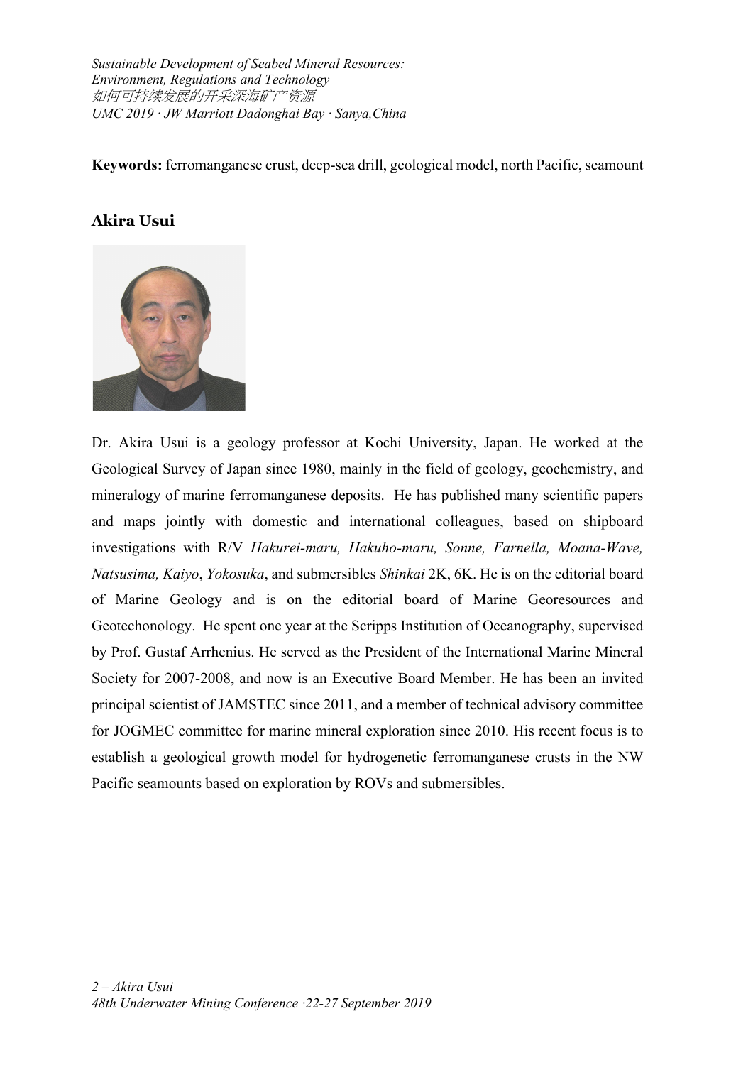**Keywords:** ferromanganese crust, deep-sea drill, geological model, north Pacific, seamount

## Akira Usui

Dr. Akira Usui is a geology professor at Kochi University, Japan. He worked at the Geological Survey of Japan since 1980, mainly in the field of geology, geochemistry, and mineralogy of marine ferromanganese deposits. He has published many scientific papers and maps jointly with domestic and international colleagues, based on shipboard investigations with R/V *Hakurei-maru, Hakuho-maru, Sonne, Farnella, Moana-Wave, Natsusima, Kaiyo*, *Yokosuka*, and submersibles *Shinkai* 2K, 6K. He is on the editorial board of Marine Geology and is on the editorial board of Marine Georesources and Geotechonology. He spent one year at the Scripps Institution of Oceanography, supervised by Prof. Gustaf Arrhenius. He served as the President of the International Marine Mineral Society for 2007-2008, and now is an Executive Board Member. He has been an invited principal scientist of JAMSTEC since 2011, and a member of technical advisory committee for JOGMEC committee for marine mineral exploration since 2010. His recent focus is to establish a geological growth model for hydrogenetic ferromanganese crusts in the NW Pacific seamounts based on exploration by ROVs and submersibles.